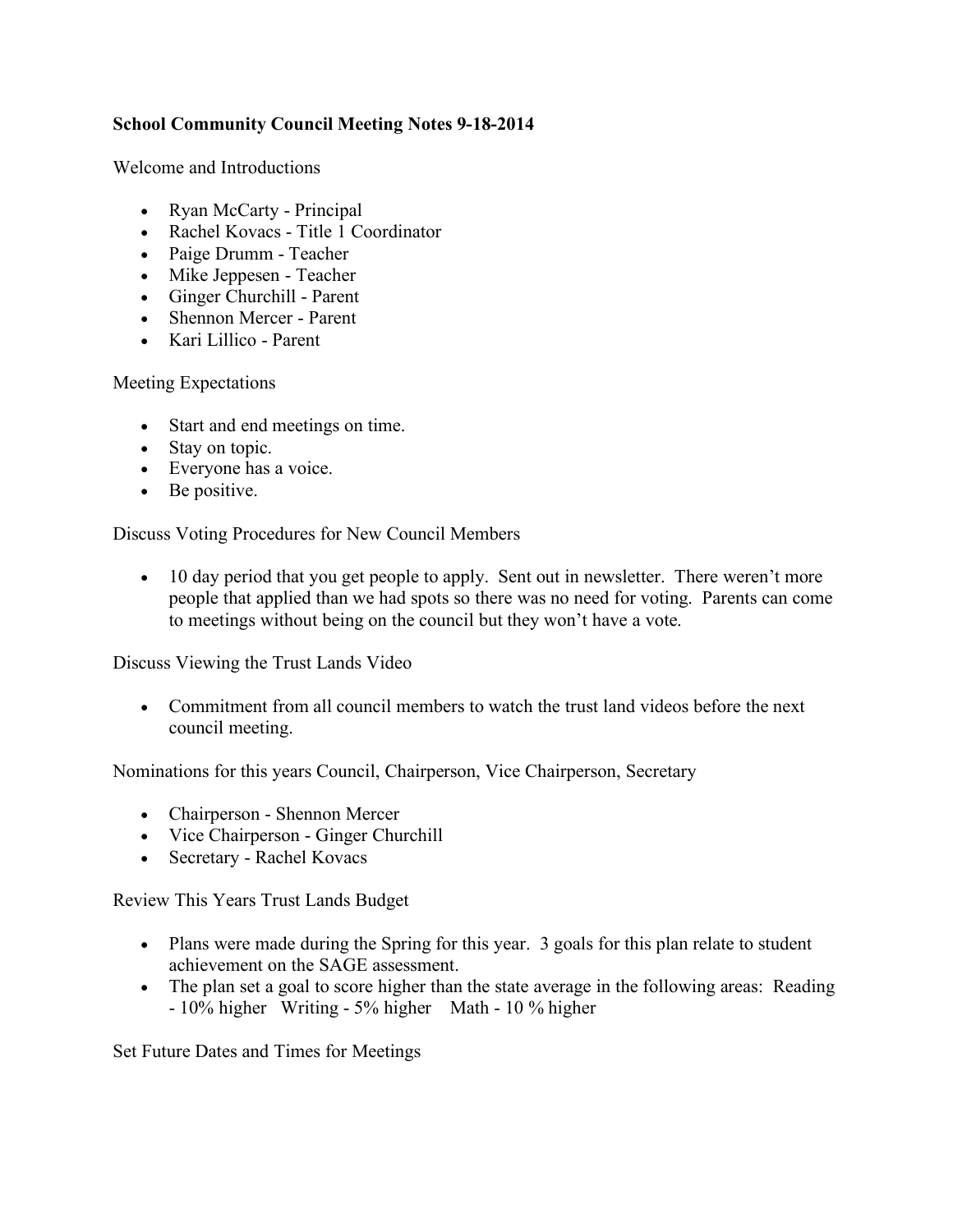**School Community Council Meeting Notes 9-18-2014**

Welcome and Introductions

- Ryan McCarty - Principal
- Rachel Kovacs - Title 1 Coordinator
- Paige Drumm - Teacher
- Mike Jeppesen - Teacher
- Ginger Churchill - Parent
- Shennon Mercer - Parent
- Kari Lillico - Parent

Meeting Expectations

- Start and end meetings on time.
- Stay on topic.
- Everyone has a voice.
- Be positive.

Discuss Voting Procedures for New Council Members

- 10 day period that you get people to apply. Sent out in newsletter. There weren't more people that applied than we had spots so there was no need for voting. Parents can come to meetings without being on the council but they won't have a vote.

Discuss Viewing the Trust Lands Video

- Commitment from all council members to watch the trust land videos before the next council meeting.

Nominations for this years Council, Chairperson, Vice Chairperson, Secretary

- Chairperson - Shennon Mercer
- Vice Chairperson - Ginger Churchill
- Secretary - Rachel Kovacs

Review This Years Trust Lands Budget

- Plans were made during the Spring for this year. 3 goals for this plan relate to student achievement on the SAGE assessment.
- The plan set a goal to score higher than the state average in the following areas: Reading - 10% higher Writing - 5% higher Math - 10 % higher

Set Future Dates and Times for Meetings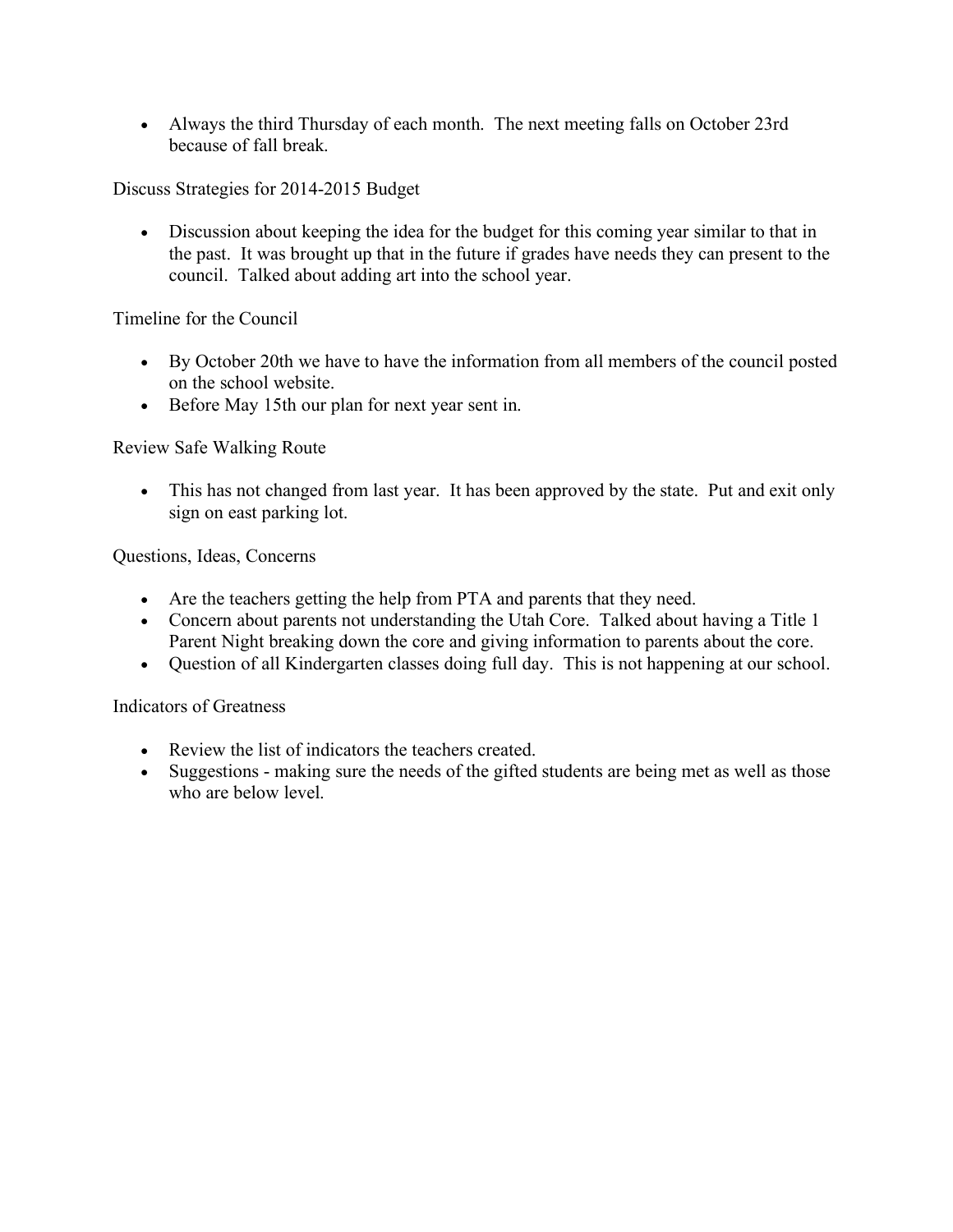- Always the third Thursday of each month. The next meeting falls on October 23rd because of fall break.

Discuss Strategies for 2014-2015 Budget

- Discussion about keeping the idea for the budget for this coming year similar to that in the past. It was brought up that in the future if grades have needs they can present to the council. Talked about adding art into the school year.

Timeline for the Council

- By October 20th we have to have the information from all members of the council posted on the school website.
- Before May 15th our plan for next year sent in.

Review Safe Walking Route

- This has not changed from last year. It has been approved by the state. Put and exit only sign on east parking lot.

Questions, Ideas, Concerns

- Are the teachers getting the help from PTA and parents that they need.
- Concern about parents not understanding the Utah Core. Talked about having a Title 1 Parent Night breaking down the core and giving information to parents about the core.
- Question of all Kindergarten classes doing full day. This is not happening at our school.

Indicators of Greatness

- Review the list of indicators the teachers created.
- Suggestions - making sure the needs of the gifted students are being met as well as those who are below level.